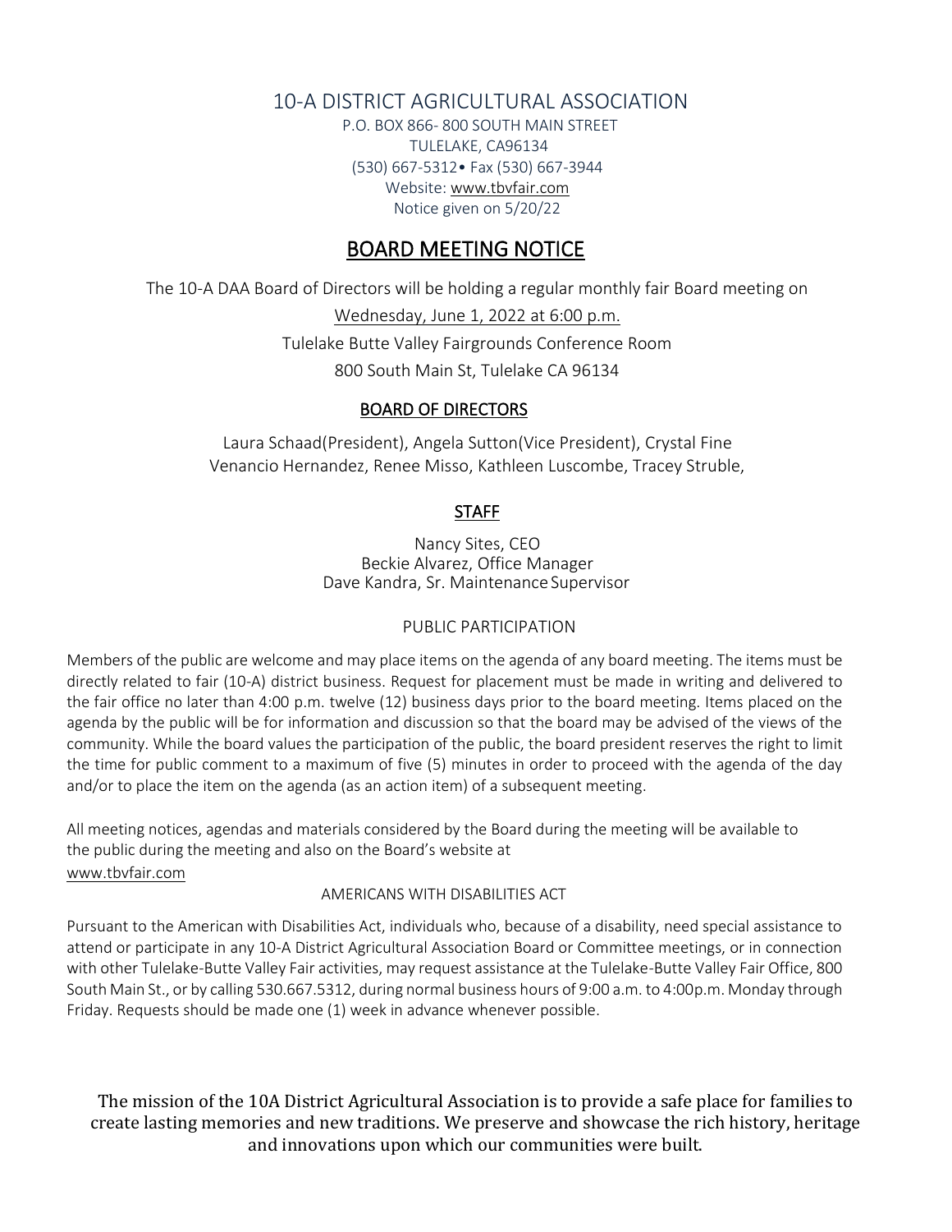# 10-A DISTRICT AGRICULTURAL ASSOCIATION

P.O. BOX 866- 800 SOUTH MAIN STREET
TULELAKE, CA96134
(530) 667-5312• Fax (530) 667-3944
Website: www.tbvfair.com
Notice given on 5/20/22

## BOARD MEETING NOTICE

The 10-A DAA Board of Directors will be holding a regular monthly fair Board meeting on

Wednesday, June 1, 2022 at 6:00 p.m.

Tulelake Butte Valley Fairgrounds Conference Room

800 South Main St, Tulelake CA 96134

### BOARD OF DIRECTORS

Laura Schaad(President), Angela Sutton(Vice President), Crystal Fine
Venancio Hernandez, Renee Misso, Kathleen Luscombe, Tracey Struble,

### STAFF

Nancy Sites, CEO
Beckie Alvarez, Office Manager
Dave Kandra, Sr. Maintenance Supervisor

### PUBLIC PARTICIPATION

Members of the public are welcome and may place items on the agenda of any board meeting. The items must be directly related to fair (10-A) district business. Request for placement must be made in writing and delivered to the fair office no later than 4:00 p.m. twelve (12) business days prior to the board meeting. Items placed on the agenda by the public will be for information and discussion so that the board may be advised of the views of the community. While the board values the participation of the public, the board president reserves the right to limit the time for public comment to a maximum of five (5) minutes in order to proceed with the agenda of the day and/or to place the item on the agenda (as an action item) of a subsequent meeting.

All meeting notices, agendas and materials considered by the Board during the meeting will be available to the public during the meeting and also on the Board's website at www.tbvfair.com

### AMERICANS WITH DISABILITIES ACT

Pursuant to the American with Disabilities Act, individuals who, because of a disability, need special assistance to attend or participate in any 10-A District Agricultural Association Board or Committee meetings, or in connection with other Tulelake-Butte Valley Fair activities, may request assistance at the Tulelake-Butte Valley Fair Office, 800 South Main St., or by calling 530.667.5312, during normal business hours of 9:00 a.m. to 4:00p.m. Monday through Friday. Requests should be made one (1) week in advance whenever possible.

The mission of the 10A District Agricultural Association is to provide a safe place for families to create lasting memories and new traditions. We preserve and showcase the rich history, heritage and innovations upon which our communities were built.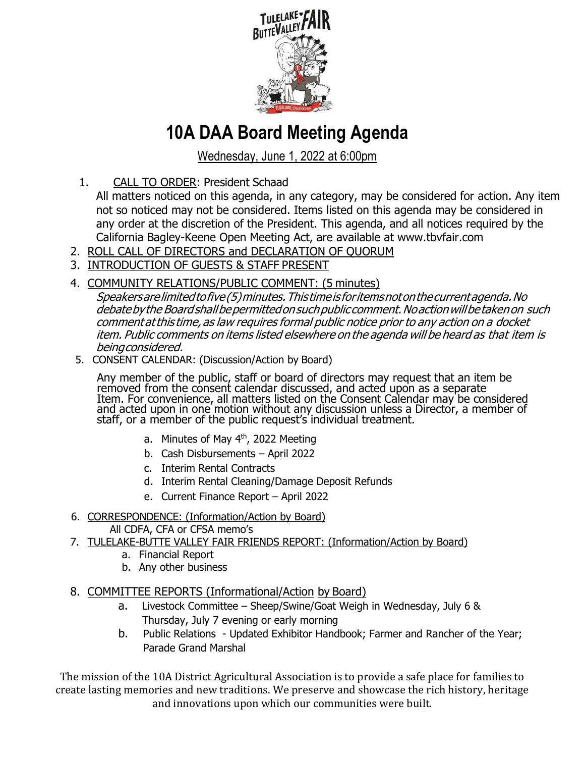# 10A DAA Board Meeting Agenda

Wednesday, June 1, 2022 at 6:00pm

1. CALL TO ORDER: President Schaad

   All matters noticed on this agenda, in any category, may be considered for action. Any item not so noticed may not be considered. Items listed on this agenda may be considered in any order at the discretion of the President. This agenda, and all notices required by the California Bagley-Keene Open Meeting Act, are available at www.tbvfair.com

2. ROLL CALL OF DIRECTORS and DECLARATION OF QUORUM
3. INTRODUCTION OF GUESTS & STAFF PRESENT
4. COMMUNITY RELATIONS/PUBLIC COMMENT: (5 minutes)

   *Speakers are limited to five (5) minutes. This time is for items not on the current agenda. No debate by the Board shall be permitted on such public comment. No action will be taken on such comment at this time, as law requires formal public notice prior to any action on a docket item. Public comments on items listed elsewhere on the agenda will be heard as that item is being considered.*

5. CONSENT CALENDAR: (Discussion/Action by Board)

   Any member of the public, staff or board of directors may request that an item be removed from the consent calendar discussed, and acted upon as a separate Item. For convenience, all matters listed on the Consent Calendar may be considered and acted upon in one motion without any discussion unless a Director, a member of staff, or a member of the public request's individual treatment.

   a. Minutes of May 4th, 2022 Meeting
   b. Cash Disbursements – April 2022
   c. Interim Rental Contracts
   d. Interim Rental Cleaning/Damage Deposit Refunds
   e. Current Finance Report – April 2022

6. CORRESPONDENCE: (Information/Action by Board)

   All CDFA, CFA or CFSA memo's

7. TULELAKE-BUTTE VALLEY FAIR FRIENDS REPORT: (Information/Action by Board)
   a. Financial Report
   b. Any other business

8. COMMITTEE REPORTS (Informational/Action by Board)
   a. Livestock Committee – Sheep/Swine/Goat Weigh in Wednesday, July 6 & Thursday, July 7 evening or early morning
   b. Public Relations - Updated Exhibitor Handbook; Farmer and Rancher of the Year; Parade Grand Marshal

The mission of the 10A District Agricultural Association is to provide a safe place for families to create lasting memories and new traditions. We preserve and showcase the rich history, heritage and innovations upon which our communities were built.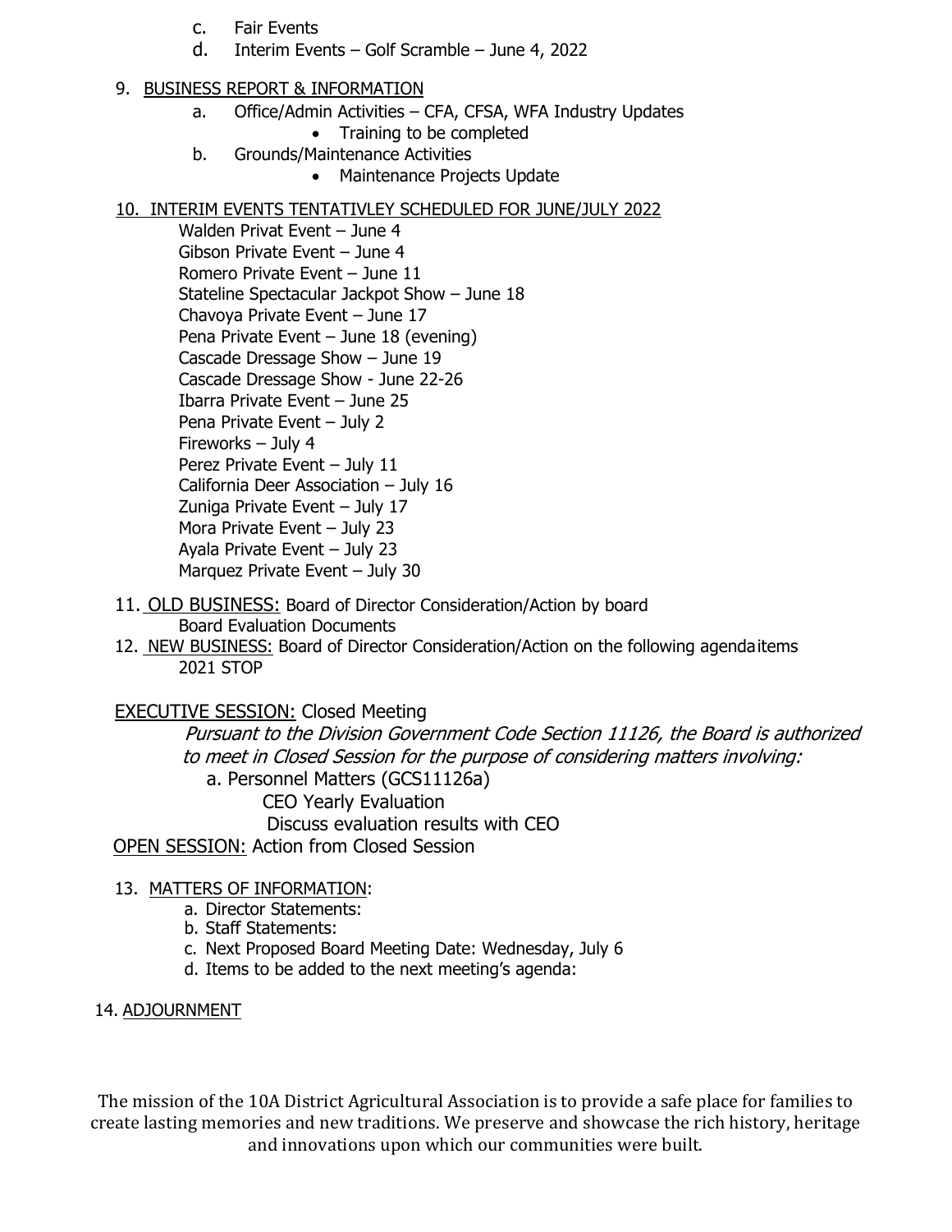c. Fair Events
d. Interim Events – Golf Scramble – June 4, 2022

9. <u>BUSINESS REPORT & INFORMATION</u>
   a. Office/Admin Activities – CFA, CFSA, WFA Industry Updates
      - Training to be completed
   b. Grounds/Maintenance Activities
      - Maintenance Projects Update

10. <u>INTERIM EVENTS TENTATIVLEY SCHEDULED FOR JUNE/JULY 2022</u>

    Walden Privat Event – June 4
    Gibson Private Event – June 4
    Romero Private Event – June 11
    Stateline Spectacular Jackpot Show – June 18
    Chavoya Private Event – June 17
    Pena Private Event – June 18 (evening)
    Cascade Dressage Show – June 19
    Cascade Dressage Show - June 22-26
    Ibarra Private Event – June 25
    Pena Private Event – July 2
    Fireworks – July 4
    Perez Private Event – July 11
    California Deer Association – July 16
    Zuniga Private Event – July 17
    Mora Private Event – July 23
    Ayala Private Event – July 23
    Marquez Private Event – July 30

11. <u>OLD BUSINESS:</u> Board of Director Consideration/Action by board
    Board Evaluation Documents
12. <u>NEW BUSINESS:</u> Board of Director Consideration/Action on the following agendaitems
    2021 STOP

<u>EXECUTIVE SESSION:</u> Closed Meeting

*Pursuant to the Division Government Code Section 11126, the Board is authorized to meet in Closed Session for the purpose of considering matters involving:*

a. Personnel Matters (GCS11126a)
   CEO Yearly Evaluation
   Discuss evaluation results with CEO

<u>OPEN SESSION:</u> Action from Closed Session

13. <u>MATTERS OF INFORMATION</u>:
    a. Director Statements:
    b. Staff Statements:
    c. Next Proposed Board Meeting Date: Wednesday, July 6
    d. Items to be added to the next meeting's agenda:

14. <u>ADJOURNMENT</u>

The mission of the 10A District Agricultural Association is to provide a safe place for families to create lasting memories and new traditions. We preserve and showcase the rich history, heritage and innovations upon which our communities were built.